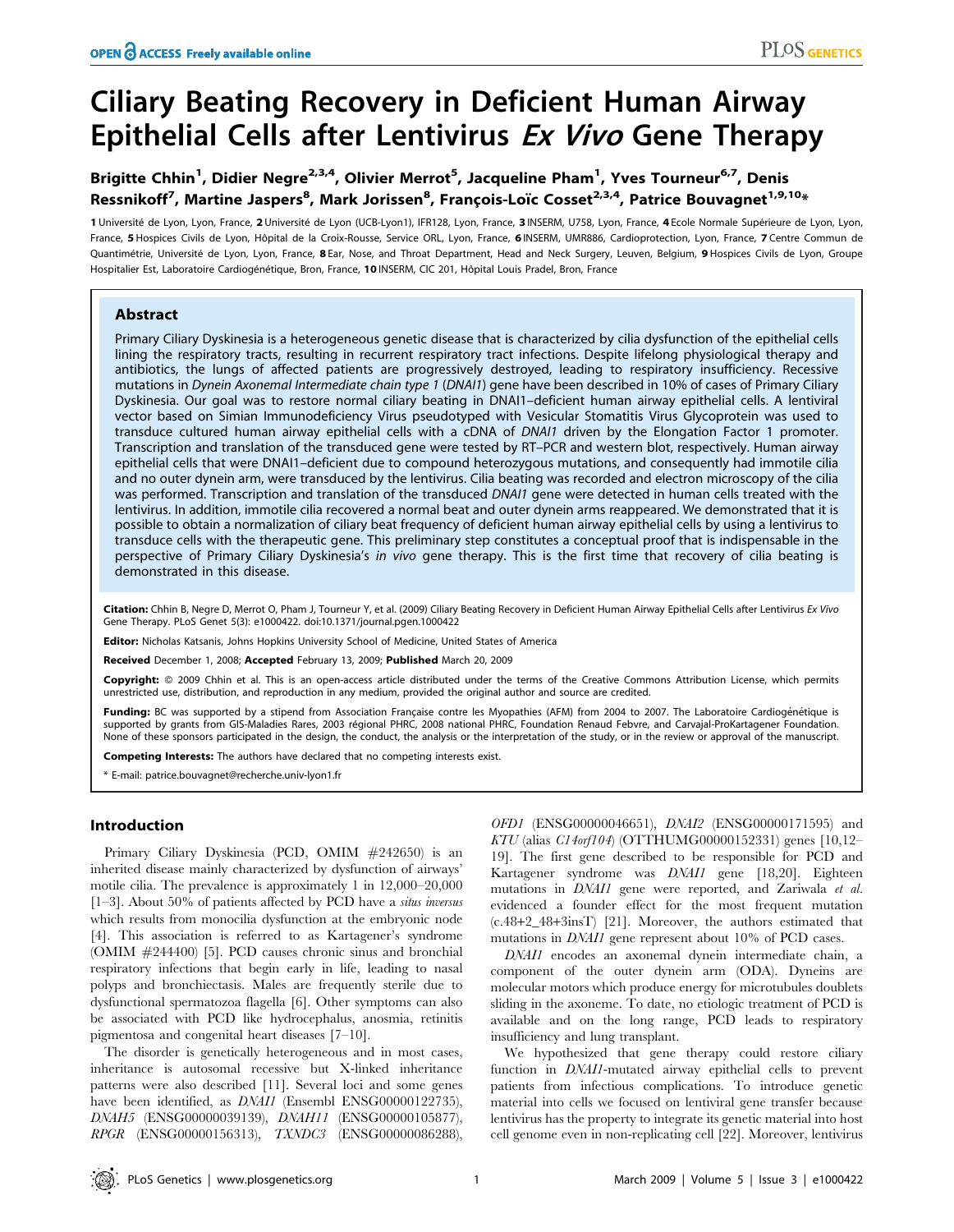# Ciliary Beating Recovery in Deficient Human Airway Epithelial Cells after Lentivirus *Ex Vivo* Gene Therapy

**Brigitte Chhin[1], Didier Negre[2,3,4], Olivier Merrot[5], Jacqueline Pham[1], Yves Tourneur[6,7], Denis Ressnikoff[7], Martine Jaspers[8], Mark Jorissen[8], François-Loïc Cosset[2,3,4], Patrice Bouvagnet[1,9,10]***

1 Université de Lyon, Lyon, France, 2 Université de Lyon (UCB-Lyon1), IFR128, Lyon, France, 3 INSERM, U758, Lyon, France, 4 Ecole Normale Supérieure de Lyon, Lyon, France, 5 Hospices Civils de Lyon, Hôpital de la Croix-Rousse, Service ORL, Lyon, France, 6 INSERM, UMR886, Cardioprotection, Lyon, France, 7 Centre Commun de Quantimétrie, Université de Lyon, Lyon, France, 8 Ear, Nose, and Throat Department, Head and Neck Surgery, Leuven, Belgium, 9 Hospices Civils de Lyon, Groupe Hospitalier Est, Laboratoire Cardiogénétique, Bron, France, 10 INSERM, CIC 201, Hôpital Louis Pradel, Bron, France

## Abstract

Primary Ciliary Dyskinesia is a heterogeneous genetic disease that is characterized by cilia dysfunction of the epithelial cells lining the respiratory tracts, resulting in recurrent respiratory tract infections. Despite lifelong physiological therapy and antibiotics, the lungs of affected patients are progressively destroyed, leading to respiratory insufficiency. Recessive mutations in *Dynein Axonemal Intermediate chain type 1* (*DNAI1*) gene have been described in 10% of cases of Primary Ciliary Dyskinesia. Our goal was to restore normal ciliary beating in DNAI1–deficient human airway epithelial cells. A lentiviral vector based on Simian Immunodeficiency Virus pseudotyped with Vesicular Stomatitis Virus Glycoprotein was used to transduce cultured human airway epithelial cells with a cDNA of *DNAI1* driven by the Elongation Factor 1 promoter. Transcription and translation of the transduced gene were tested by RT–PCR and western blot, respectively. Human airway epithelial cells that were DNAI1–deficient due to compound heterozygous mutations, and consequently had immotile cilia and no outer dynein arm, were transduced by the lentivirus. Cilia beating was recorded and electron microscopy of the cilia was performed. Transcription and translation of the transduced *DNAI1* gene were detected in human cells treated with the lentivirus. In addition, immotile cilia recovered a normal beat and outer dynein arms reappeared. We demonstrated that it is possible to obtain a normalization of ciliary beat frequency of deficient human airway epithelial cells by using a lentivirus to transduce cells with the therapeutic gene. This preliminary step constitutes a conceptual proof that is indispensable in the perspective of Primary Ciliary Dyskinesia's *in vivo* gene therapy. This is the first time that recovery of cilia beating is demonstrated in this disease.

**Citation:** Chhin B, Negre D, Merrot O, Pham J, Tourneur Y, et al. (2009) Ciliary Beating Recovery in Deficient Human Airway Epithelial Cells after Lentivirus *Ex Vivo* Gene Therapy. PLoS Genet 5(3): e1000422. doi:10.1371/journal.pgen.1000422

**Editor:** Nicholas Katsanis, Johns Hopkins University School of Medicine, United States of America

**Received** December 1, 2008; **Accepted** February 13, 2009; **Published** March 20, 2009

**Copyright:** © 2009 Chhin et al. This is an open-access article distributed under the terms of the Creative Commons Attribution License, which permits unrestricted use, distribution, and reproduction in any medium, provided the original author and source are credited.

**Funding:** BC was supported by a stipend from Association Française contre les Myopathies (AFM) from 2004 to 2007. The Laboratoire Cardiogénétique is supported by grants from GIS-Maladies Rares, 2003 régional PHRC, 2008 national PHRC, Foundation Renaud Febvre, and Carvajal-ProKartagener Foundation. None of these sponsors participated in the design, the conduct, the analysis or the interpretation of the study, or in the review or approval of the manuscript.

**Competing Interests:** The authors have declared that no competing interests exist.

* E-mail: patrice.bouvagnet@recherche.univ-lyon1.fr

## Introduction

Primary Ciliary Dyskinesia (PCD, OMIM #242650) is an inherited disease mainly characterized by dysfunction of airways' motile cilia. The prevalence is approximately 1 in 12,000–20,000 [1–3]. About 50% of patients affected by PCD have a *situs inversus* which results from monocilia dysfunction at the embryonic node [4]. This association is referred to as Kartagener's syndrome (OMIM #244400) [5]. PCD causes chronic sinus and bronchial respiratory infections that begin early in life, leading to nasal polyps and bronchiectasis. Males are frequently sterile due to dysfunctional spermatozoa flagella [6]. Other symptoms can also be associated with PCD like hydrocephalus, anosmia, retinitis pigmentosa and congenital heart diseases [7–10].

The disorder is genetically heterogeneous and in most cases, inheritance is autosomal recessive but X-linked inheritance patterns were also described [11]. Several loci and some genes have been identified, as *DNAI1* (Ensembl ENSG00000122735), *DNAH5* (ENSG00000039139), *DNAH11* (ENSG00000105877), *RPGR* (ENSG00000156313), *TXNDC3* (ENSG00000086288), *OFD1* (ENSG00000046651), *DNAI2* (ENSG00000171595) and *KTU* (alias *C14orf104*) (OTTHUMG00000152331) genes [10,12–19]. The first gene described to be responsible for PCD and Kartagener syndrome was *DNAI1* gene [18,20]. Eighteen mutations in *DNAI1* gene were reported, and Zariwala *et al.* evidenced a founder effect for the most frequent mutation (c.48+2_48+3insT) [21]. Moreover, the authors estimated that mutations in *DNAI1* gene represent about 10% of PCD cases.

*DNAI1* encodes an axonemal dynein intermediate chain, a component of the outer dynein arm (ODA). Dyneins are molecular motors which produce energy for microtubules doublets sliding in the axoneme. To date, no etiologic treatment of PCD is available and on the long range, PCD leads to respiratory insufficiency and lung transplant.

We hypothesized that gene therapy could restore ciliary function in *DNAI1*-mutated airway epithelial cells to prevent patients from infectious complications. To introduce genetic material into cells we focused on lentiviral gene transfer because lentivirus has the property to integrate its genetic material into host cell genome even in non-replicating cell [22]. Moreover, lentivirus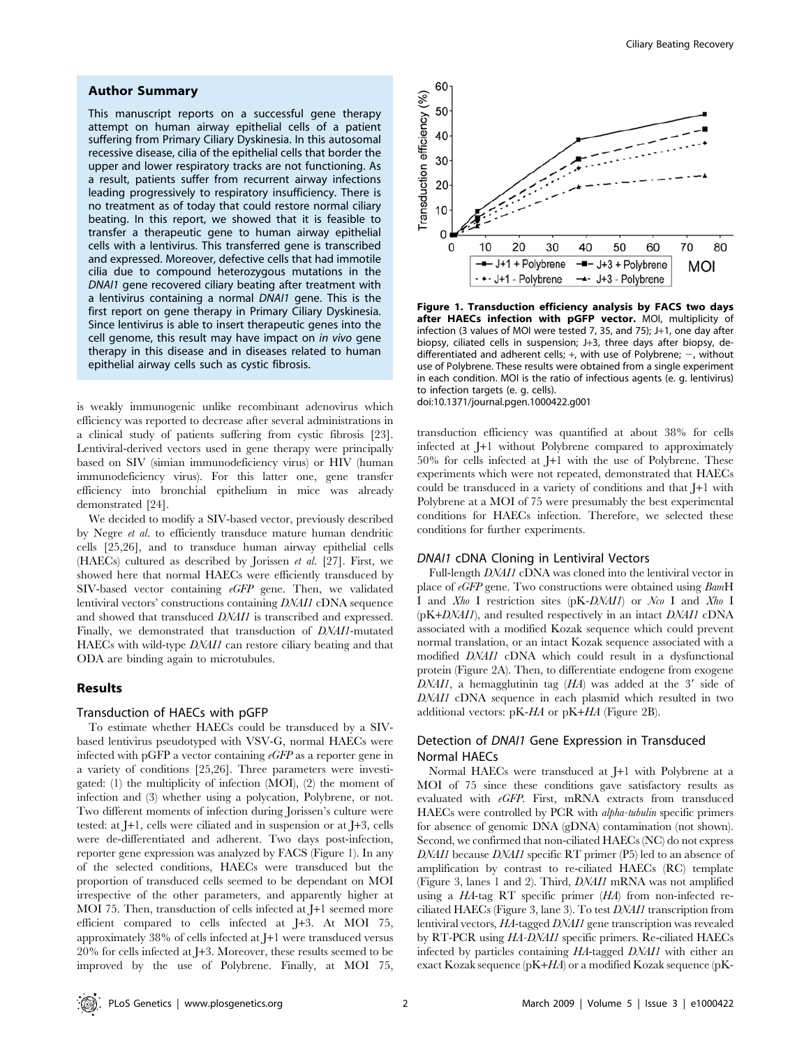## Author Summary

This manuscript reports on a successful gene therapy attempt on human airway epithelial cells of a patient suffering from Primary Ciliary Dyskinesia. In this autosomal recessive disease, cilia of the epithelial cells that border the upper and lower respiratory tracks are not functioning. As a result, patients suffer from recurrent airway infections leading progressively to respiratory insufficiency. There is no treatment as of today that could restore normal ciliary beating. In this report, we showed that it is feasible to transfer a therapeutic gene to human airway epithelial cells with a lentivirus. This transferred gene is transcribed and expressed. Moreover, defective cells that had immotile cilia due to compound heterozygous mutations in the *DNAI1* gene recovered ciliary beating after treatment with a lentivirus containing a normal *DNAI1* gene. This is the first report on gene therapy in Primary Ciliary Dyskinesia. Since lentivirus is able to insert therapeutic genes into the cell genome, this result may have impact on *in vivo* gene therapy in this disease and in diseases related to human epithelial airway cells such as cystic fibrosis.

is weakly immunogenic unlike recombinant adenovirus which efficiency was reported to decrease after several administrations in a clinical study of patients suffering from cystic fibrosis [23]. Lentiviral-derived vectors used in gene therapy were principally based on SIV (simian immunodeficiency virus) or HIV (human immunodeficiency virus). For this latter one, gene transfer efficiency into bronchial epithelium in mice was already demonstrated [24].

We decided to modify a SIV-based vector, previously described by Negre *et al.* to efficiently transduce mature human dendritic cells [25,26], and to transduce human airway epithelial cells (HAECs) cultured as described by Jorissen *et al.* [27]. First, we showed here that normal HAECs were efficiently transduced by SIV-based vector containing *eGFP* gene. Then, we validated lentiviral vectors' constructions containing *DNAI1* cDNA sequence and showed that transduced *DNAI1* is transcribed and expressed. Finally, we demonstrated that transduction of *DNAI1*-mutated HAECs with wild-type *DNAI1* can restore ciliary beating and that ODA are binding again to microtubules.

## Results

### Transduction of HAECs with pGFP

To estimate whether HAECs could be transduced by a SIV-based lentivirus pseudotyped with VSV-G, normal HAECs were infected with pGFP a vector containing *eGFP* as a reporter gene in a variety of conditions [25,26]. Three parameters were investigated: (1) the multiplicity of infection (MOI), (2) the moment of infection and (3) whether using a polycation, Polybrene, or not. Two different moments of infection during Jorissen's culture were tested: at J+1, cells were ciliated and in suspension or at J+3, cells were de-differentiated and adherent. Two days post-infection, reporter gene expression was analyzed by FACS (Figure 1). In any of the selected conditions, HAECs were transduced but the proportion of transduced cells seemed to be dependant on MOI irrespective of the other parameters, and apparently higher at MOI 75. Then, transduction of cells infected at J+1 seemed more efficient compared to cells infected at J+3. At MOI 75, approximately 38% of cells infected at J+1 were transduced versus 20% for cells infected at J+3. Moreover, these results seemed to be improved by the use of Polybrene. Finally, at MOI 75,

Transduction efficiency (%)
60
50
40
30
20
10
0
0 10 20 30 40 50 60 70 80
MOI
J+1 + Polybrene
J+3 + Polybrene
J+1 - Polybrene
J+3 - Polybrene

**Figure 1. Transduction efficiency analysis by FACS two days after HAECs infection with pGFP vector.** MOI, multiplicity of infection (3 values of MOI were tested 7, 35, and 75); J+1, one day after biopsy, ciliated cells in suspension; J+3, three days after biopsy, de-differentiated and adherent cells; +, with use of Polybrene; −, without use of Polybrene. These results were obtained from a single experiment in each condition. MOI is the ratio of infectious agents (e. g. lentivirus) to infection targets (e. g. cells).
doi:10.1371/journal.pgen.1000422.g001

transduction efficiency was quantified at about 38% for cells infected at J+1 without Polybrene compared to approximately 50% for cells infected at J+1 with the use of Polybrene. These experiments which were not repeated, demonstrated that HAECs could be transduced in a variety of conditions and that J+1 with Polybrene at a MOI of 75 were presumably the best experimental conditions for HAECs infection. Therefore, we selected these conditions for further experiments.

### *DNAI1* cDNA Cloning in Lentiviral Vectors

Full-length *DNAI1* cDNA was cloned into the lentiviral vector in place of *eGFP* gene. Two constructions were obtained using *Bam*H I and *Xho* I restriction sites (pK-*DNAI1*) or *Nco* I and *Xho* I (pK+*DNAI1*), and resulted respectively in an intact *DNAI1* cDNA associated with a modified Kozak sequence which could prevent normal translation, or an intact Kozak sequence associated with a modified *DNAI1* cDNA which could result in a dysfunctional protein (Figure 2A). Then, to differentiate endogene from exogene *DNAI1*, a hemagglutinin tag (*HA*) was added at the 3′ side of *DNAI1* cDNA sequence in each plasmid which resulted in two additional vectors: pK-*HA* or pK+*HA* (Figure 2B).

### Detection of *DNAI1* Gene Expression in Transduced Normal HAECs

Normal HAECs were transduced at J+1 with Polybrene at a MOI of 75 since these conditions gave satisfactory results as evaluated with *eGFP*. First, mRNA extracts from transduced HAECs were controlled by PCR with *alpha-tubulin* specific primers for absence of genomic DNA (gDNA) contamination (not shown). Second, we confirmed that non-ciliated HAECs (NC) do not express *DNAI1* because *DNAI1* specific RT primer (P5) led to an absence of amplification by contrast to re-ciliated HAECs (RC) template (Figure 3, lanes 1 and 2). Third, *DNAI1* mRNA was not amplified using a *HA*-tag RT specific primer (*HA*) from non-infected re-ciliated HAECs (Figure 3, lane 3). To test *DNAI1* transcription from lentiviral vectors, *HA*-tagged *DNAI1* gene transcription was revealed by RT-PCR using *HA-DNAI1* specific primers. Re-ciliated HAECs infected by particles containing *HA*-tagged *DNAI1* with either an exact Kozak sequence (pK+*HA*) or a modified Kozak sequence (pK-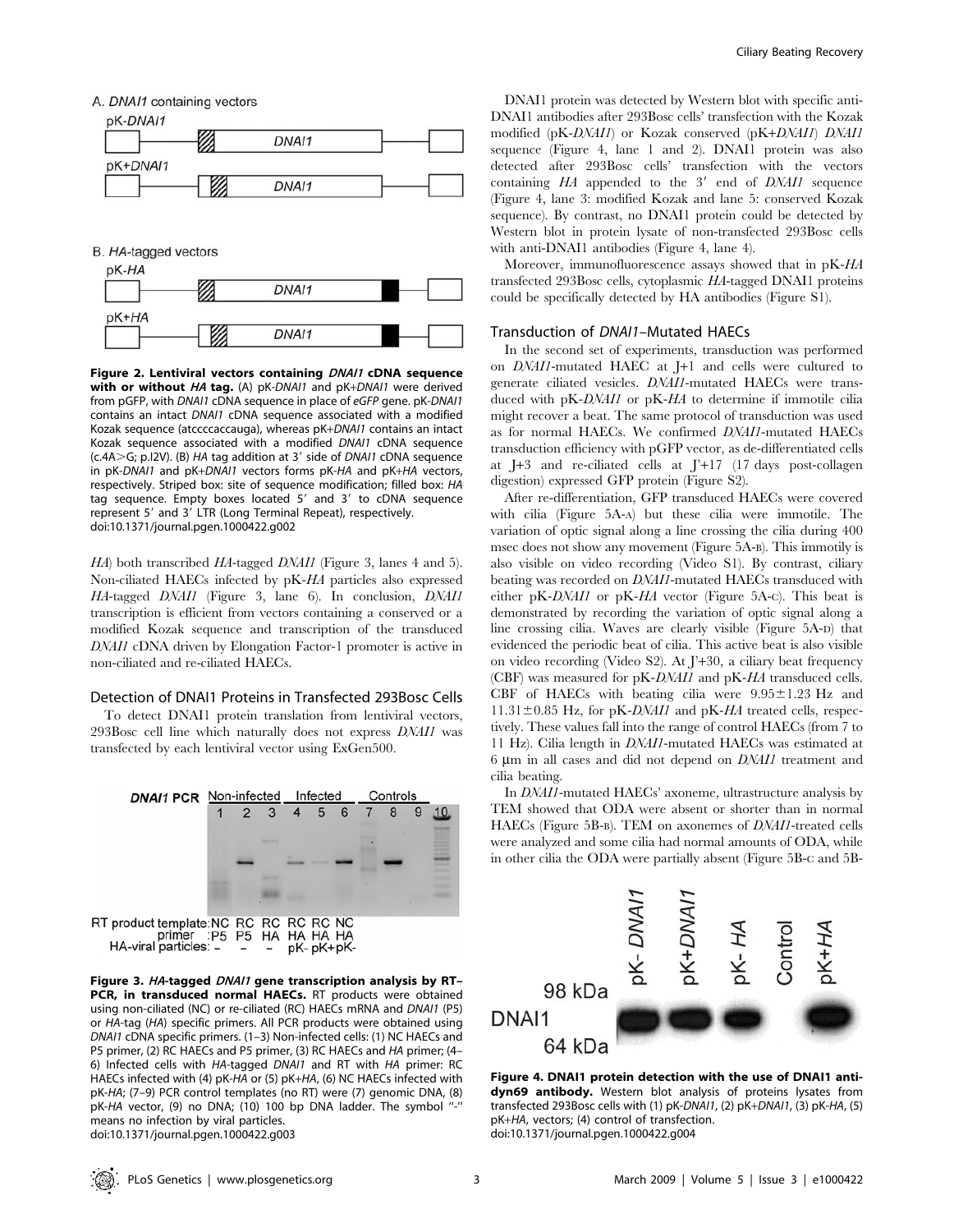A. *DNAI1* containing vectors

pK-*DNAI1*

*DNAI1*

pK+*DNAI1*

*DNAI1*

B. *HA*-tagged vectors

pK-*HA*

*DNAI1*

pK+*HA*

*DNAI1*

**Figure 2. Lentiviral vectors containing *DNAI1* cDNA sequence with or without *HA* tag.** (A) pK-*DNAI1* and pK+*DNAI1* were derived from pGFP, with *DNAI1* cDNA sequence in place of *eGFP* gene. pK-*DNAI1* contains an intact *DNAI1* cDNA sequence associated with a modified Kozak sequence (atccccaccauga), whereas pK+*DNAI1* contains an intact Kozak sequence associated with a modified *DNAI1* cDNA sequence (c.4A>G; p.I2V). (B) *HA* tag addition at 3′ side of *DNAI1* cDNA sequence in pK-*DNAI1* and pK+*DNAI1* vectors forms pK-*HA* and pK+*HA* vectors, respectively. Striped box: site of sequence modification; filled box: *HA* tag sequence. Empty boxes located 5′ and 3′ to cDNA sequence represent 5′ and 3′ LTR (Long Terminal Repeat), respectively.
doi:10.1371/journal.pgen.1000422.g002

*HA*) both transcribed *HA*-tagged *DNAI1* (Figure 3, lanes 4 and 5). Non-ciliated HAECs infected by pK-*HA* particles also expressed *HA*-tagged *DNAI1* (Figure 3, lane 6). In conclusion, *DNAI1* transcription is efficient from vectors containing a conserved or a modified Kozak sequence and transcription of the transduced *DNAI1* cDNA driven by Elongation Factor-1 promoter is active in non-ciliated and re-ciliated HAECs.

### Detection of DNAI1 Proteins in Transfected 293Bosc Cells

To detect DNAI1 protein translation from lentiviral vectors, 293Bosc cell line which naturally does not express *DNAI1* was transfected by each lentiviral vector using ExGen500.

*DNAI1* PCR Non-infected Infected Controls

1 2 3 4 5 6 7 8 9 10

RT product template: NC RC RC RC RC NC

primer : P5 P5 HA HA HA HA

HA-viral particles: – – – pK- pK+ pK-

**Figure 3. *HA*-tagged *DNAI1* gene transcription analysis by RT–PCR, in transduced normal HAECs.** RT products were obtained using non-ciliated (NC) or re-ciliated (RC) HAECs mRNA and *DNAI1* (P5) or *HA*-tag (*HA*) specific primers. All PCR products were obtained using *DNAI1* cDNA specific primers. (1–3) Non-infected cells: (1) NC HAECs and P5 primer, (2) RC HAECs and P5 primer, (3) RC HAECs and *HA* primer; (4–6) Infected cells with *HA*-tagged *DNAI1* and RT with *HA* primer: RC HAECs infected with (4) pK-*HA* or (5) pK+*HA*, (6) NC HAECs infected with pK-*HA*; (7–9) PCR control templates (no RT) were (7) genomic DNA, (8) pK-*HA* vector, (9) no DNA; (10) 100 bp DNA ladder. The symbol "-" means no infection by viral particles.
doi:10.1371/journal.pgen.1000422.g003

DNAI1 protein was detected by Western blot with specific anti-DNAI1 antibodies after 293Bosc cells' transfection with the Kozak modified (pK-*DNAI1*) or Kozak conserved (pK+*DNAI1*) *DNAI1* sequence (Figure 4, lane 1 and 2). DNAI1 protein was also detected after 293Bosc cells' transfection with the vectors containing *HA* appended to the 3′ end of *DNAI1* sequence (Figure 4, lane 3: modified Kozak and lane 5: conserved Kozak sequence). By contrast, no DNAI1 protein could be detected by Western blot in protein lysate of non-transfected 293Bosc cells with anti-DNAI1 antibodies (Figure 4, lane 4).

Moreover, immunofluorescence assays showed that in pK-*HA* transfected 293Bosc cells, cytoplasmic *HA*-tagged DNAI1 proteins could be specifically detected by HA antibodies (Figure S1).

### Transduction of *DNAI1*–Mutated HAECs

In the second set of experiments, transduction was performed on *DNAI1*-mutated HAEC at J+1 and cells were cultured to generate ciliated vesicles. *DNAI1*-mutated HAECs were transduced with pK-*DNAI1* or pK-*HA* to determine if immotile cilia might recover a beat. The same protocol of transduction was used as for normal HAECs. We confirmed *DNAI1*-mutated HAECs transduction efficiency with pGFP vector, as de-differentiated cells at J+3 and re-ciliated cells at J′+17 (17 days post-collagen digestion) expressed GFP protein (Figure S2).

After re-differentiation, GFP transduced HAECs were covered with cilia (Figure 5A-A) but these cilia were immotile. The variation of optic signal along a line crossing the cilia during 400 msec does not show any movement (Figure 5A-B). This immotily is also visible on video recording (Video S1). By contrast, ciliary beating was recorded on *DNAI1*-mutated HAECs transduced with either pK-*DNAI1* or pK-*HA* vector (Figure 5A-C). This beat is demonstrated by recording the variation of optic signal along a line crossing cilia. Waves are clearly visible (Figure 5A-D) that evidenced the periodic beat of cilia. This active beat is also visible on video recording (Video S2). At J′+30, a ciliary beat frequency (CBF) was measured for pK-*DNAI1* and pK-*HA* transduced cells. CBF of HAECs with beating cilia were $9.95\pm1.23$ Hz and $11.31\pm0.85$ Hz, for pK-*DNAI1* and pK-*HA* treated cells, respectively. These values fall into the range of control HAECs (from 7 to 11 Hz). Cilia length in *DNAI1*-mutated HAECs was estimated at 6 µm in all cases and did not depend on *DNAI1* treatment and cilia beating.

In *DNAI1*-mutated HAECs' axoneme, ultrastructure analysis by TEM showed that ODA were absent or shorter than in normal HAECs (Figure 5B-B). TEM on axonemes of *DNAI1*-treated cells were analyzed and some cilia had normal amounts of ODA, while in other cilia the ODA were partially absent (Figure 5B-C and 5B-

pK- *DNAI1* pK+*DNAI1* pK- *HA* Control pK+*HA*

98 kDa

DNAI1

64 kDa

**Figure 4. DNAI1 protein detection with the use of DNAI1 anti-dyn69 antibody.** Western blot analysis of proteins lysates from transfected 293Bosc cells with (1) pK-*DNAI1*, (2) pK+*DNAI1*, (3) pK-*HA*, (5) pK+*HA*, vectors; (4) control of transfection.
doi:10.1371/journal.pgen.1000422.g004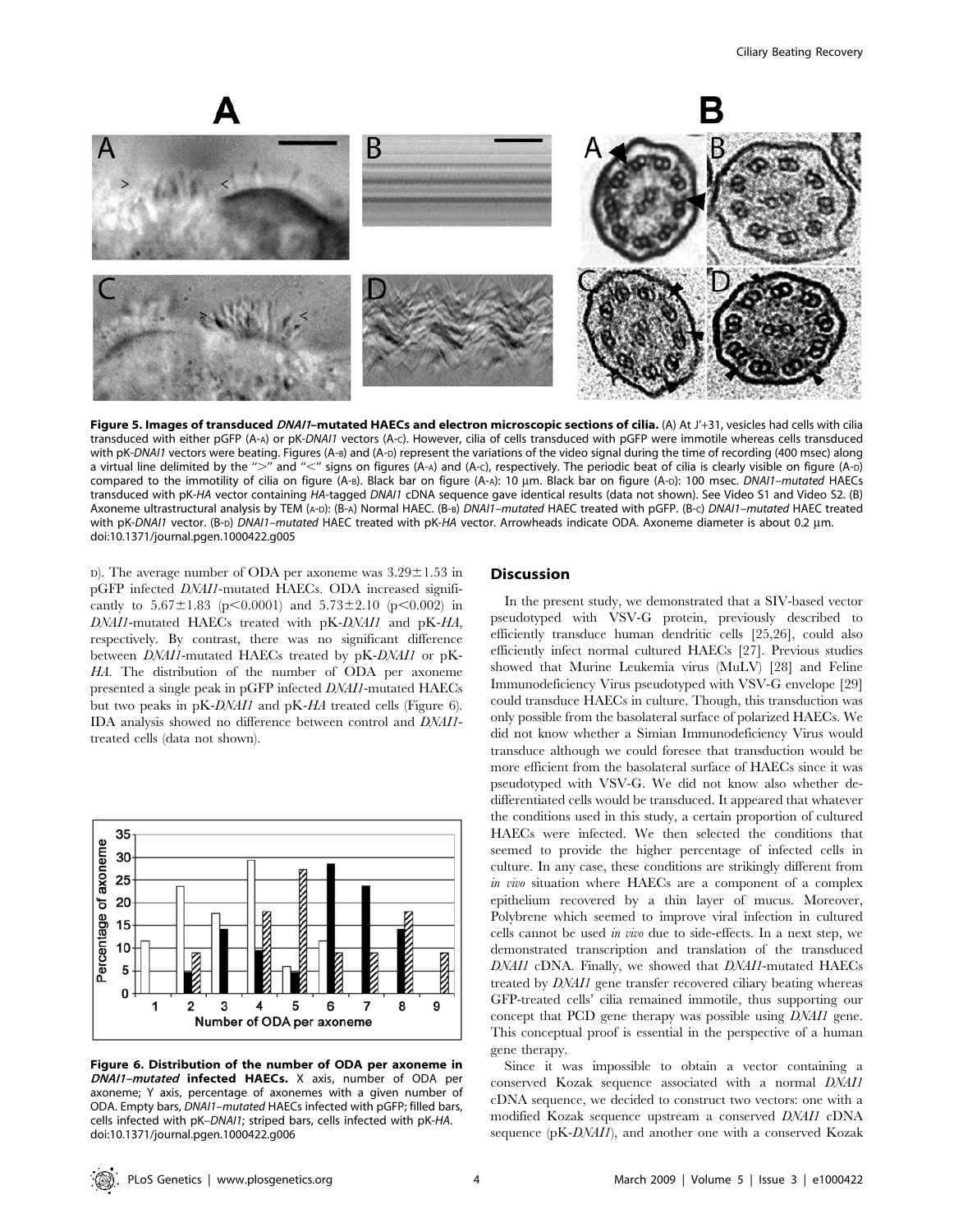**Figure 5. Images of transduced *DNAI1*–mutated HAECs and electron microscopic sections of cilia.** (A) At J'+31, vesicles had cells with cilia transduced with either pGFP (A-A) or pK-*DNAI1* vectors (A-C). However, cilia of cells transduced with pGFP were immotile whereas cells transduced with pK-*DNAI1* vectors were beating. Figures (A-B) and (A-D) represent the variations of the video signal during the time of recording (400 msec) along a virtual line delimited by the ">" and "<" signs on figures (A-A) and (A-C), respectively. The periodic beat of cilia is clearly visible on figure (A-D) compared to the immotility of cilia on figure (A-B). Black bar on figure (A-A): 10 µm. Black bar on figure (A-D): 100 msec. *DNAI1–mutated* HAECs transduced with pK-*HA* vector containing *HA*-tagged *DNAI1* cDNA sequence gave identical results (data not shown). See Video S1 and Video S2. (B) Axoneme ultrastructural analysis by TEM (A-D): (B-A) Normal HAEC. (B-B) *DNAI1–mutated* HAEC treated with pGFP. (B-C) *DNAI1–mutated* HAEC treated with pK-*DNAI1* vector. (B-D) *DNAI1–mutated* HAEC treated with pK-*HA* vector. Arrowheads indicate ODA. Axoneme diameter is about 0.2 µm.
doi:10.1371/journal.pgen.1000422.g005

D). The average number of ODA per axoneme was $3.29 \pm 1.53$ in pGFP infected *DNAI1*-mutated HAECs. ODA increased significantly to $5.67 \pm 1.83$ ($p < 0.0001$) and $5.73 \pm 2.10$ ($p < 0.002$) in *DNAI1*-mutated HAECs treated with pK-*DNAI1* and pK-*HA*, respectively. By contrast, there was no significant difference between *DNAI1*-mutated HAECs treated by pK-*DNAI1* or pK-*HA*. The distribution of the number of ODA per axoneme presented a single peak in pGFP infected *DNAI1*-mutated HAECs but two peaks in pK-*DNAI1* and pK-*HA* treated cells (Figure 6). IDA analysis showed no difference between control and *DNAI1*-treated cells (data not shown).

Percentage of axoneme
35
30
25
20
15
10
5
0
1 2 3 4 5 6 7 8 9
Number of ODA per axoneme

**Figure 6. Distribution of the number of ODA per axoneme in *DNAI1–mutated* infected HAECs.** X axis, number of ODA per axoneme; Y axis, percentage of axonemes with a given number of ODA. Empty bars, *DNAI1–mutated* HAECs infected with pGFP; filled bars, cells infected with pK–*DNAI1*; striped bars, cells infected with pK-*HA*.
doi:10.1371/journal.pgen.1000422.g006

## Discussion

In the present study, we demonstrated that a SIV-based vector pseudotyped with VSV-G protein, previously described to efficiently transduce human dendritic cells [25,26], could also efficiently infect normal cultured HAECs [27]. Previous studies showed that Murine Leukemia virus (MuLV) [28] and Feline Immunodeficiency Virus pseudotyped with VSV-G envelope [29] could transduce HAECs in culture. Though, this transduction was only possible from the basolateral surface of polarized HAECs. We did not know whether a Simian Immunodeficiency Virus would transduce although we could foresee that transduction would be more efficient from the basolateral surface of HAECs since it was pseudotyped with VSV-G. We did not know also whether de-differentiated cells would be transduced. It appeared that whatever the conditions used in this study, a certain proportion of cultured HAECs were infected. We then selected the conditions that seemed to provide the higher percentage of infected cells in culture. In any case, these conditions are strikingly different from *in vivo* situation where HAECs are a component of a complex epithelium recovered by a thin layer of mucus. Moreover, Polybrene which seemed to improve viral infection in cultured cells cannot be used *in vivo* due to side-effects. In a next step, we demonstrated transcription and translation of the transduced *DNAI1* cDNA. Finally, we showed that *DNAI1*-mutated HAECs treated by *DNAI1* gene transfer recovered ciliary beating whereas GFP-treated cells' cilia remained immotile, thus supporting our concept that PCD gene therapy was possible using *DNAI1* gene. This conceptual proof is essential in the perspective of a human gene therapy.

Since it was impossible to obtain a vector containing a conserved Kozak sequence associated with a normal *DNAI1* cDNA sequence, we decided to construct two vectors: one with a modified Kozak sequence upstream a conserved *DNAI1* cDNA sequence (pK-*DNAI1*), and another one with a conserved Kozak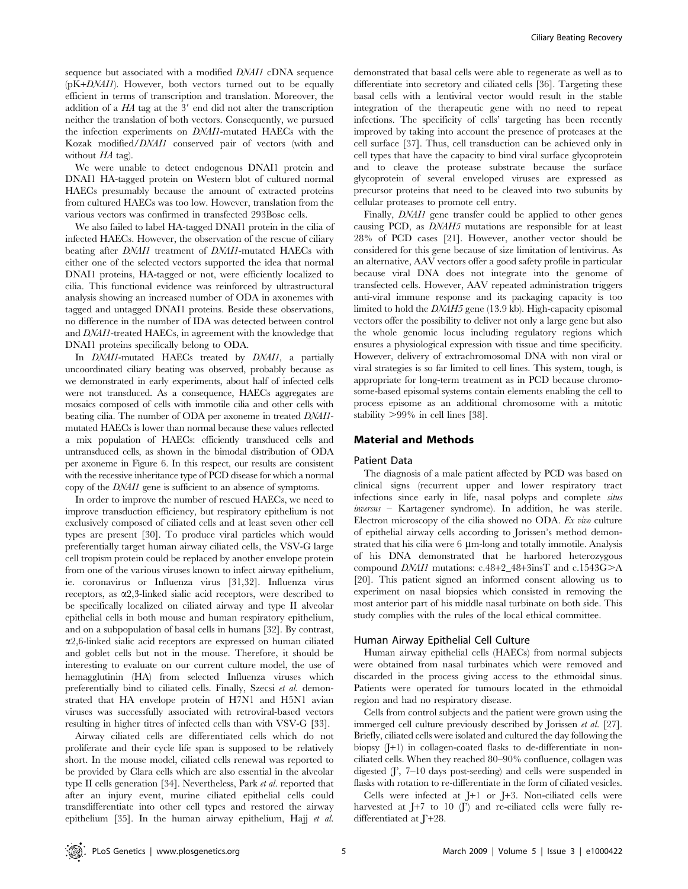sequence but associated with a modified *DNAI1* cDNA sequence (pK+*DNAI1*). However, both vectors turned out to be equally efficient in terms of transcription and translation. Moreover, the addition of a *HA* tag at the 3′ end did not alter the transcription neither the translation of both vectors. Consequently, we pursued the infection experiments on *DNAI1*-mutated HAECs with the Kozak modified/*DNAI1* conserved pair of vectors (with and without *HA* tag).

We were unable to detect endogenous DNAI1 protein and DNAI1 HA-tagged protein on Western blot of cultured normal HAECs presumably because the amount of extracted proteins from cultured HAECs was too low. However, translation from the various vectors was confirmed in transfected 293Bosc cells.

We also failed to label HA-tagged DNAI1 protein in the cilia of infected HAECs. However, the observation of the rescue of ciliary beating after *DNAI1* treatment of *DNAI1*-mutated HAECs with either one of the selected vectors supported the idea that normal DNAI1 proteins, HA-tagged or not, were efficiently localized to cilia. This functional evidence was reinforced by ultrastructural analysis showing an increased number of ODA in axonemes with tagged and untagged DNAI1 proteins. Beside these observations, no difference in the number of IDA was detected between control and *DNAI1*-treated HAECs, in agreement with the knowledge that DNAI1 proteins specifically belong to ODA.

In *DNAI1*-mutated HAECs treated by *DNAI1*, a partially uncoordinated ciliary beating was observed, probably because as we demonstrated in early experiments, about half of infected cells were not transduced. As a consequence, HAECs aggregates are mosaics composed of cells with immotile cilia and other cells with beating cilia. The number of ODA per axoneme in treated *DNAI1*-mutated HAECs is lower than normal because these values reflected a mix population of HAECs: efficiently transduced cells and untransduced cells, as shown in the bimodal distribution of ODA per axoneme in Figure 6. In this respect, our results are consistent with the recessive inheritance type of PCD disease for which a normal copy of the *DNAI1* gene is sufficient to an absence of symptoms.

In order to improve the number of rescued HAECs, we need to improve transduction efficiency, but respiratory epithelium is not exclusively composed of ciliated cells and at least seven other cell types are present [30]. To produce viral particles which would preferentially target human airway ciliated cells, the VSV-G large cell tropism protein could be replaced by another envelope protein from one of the various viruses known to infect airway epithelium, ie. coronavirus or Influenza virus [31,32]. Influenza virus receptors, as α2,3-linked sialic acid receptors, were described to be specifically localized on ciliated airway and type II alveolar epithelial cells in both mouse and human respiratory epithelium, and on a subpopulation of basal cells in humans [32]. By contrast, α2,6-linked sialic acid receptors are expressed on human ciliated and goblet cells but not in the mouse. Therefore, it should be interesting to evaluate on our current culture model, the use of hemagglutinin (HA) from selected Influenza viruses which preferentially bind to ciliated cells. Finally, Szecsi *et al.* demonstrated that HA envelope protein of H7N1 and H5N1 avian viruses was successfully associated with retroviral-based vectors resulting in higher titres of infected cells than with VSV-G [33].

Airway ciliated cells are differentiated cells which do not proliferate and their cycle life span is supposed to be relatively short. In the mouse model, ciliated cells renewal was reported to be provided by Clara cells which are also essential in the alveolar type II cells generation [34]. Nevertheless, Park *et al.* reported that after an injury event, murine ciliated epithelial cells could transdifferentiate into other cell types and restored the airway epithelium [35]. In the human airway epithelium, Hajj *et al.* demonstrated that basal cells were able to regenerate as well as to differentiate into secretory and ciliated cells [36]. Targeting these basal cells with a lentiviral vector would result in the stable integration of the therapeutic gene with no need to repeat infections. The specificity of cells' targeting has been recently improved by taking into account the presence of proteases at the cell surface [37]. Thus, cell transduction can be achieved only in cell types that have the capacity to bind viral surface glycoprotein and to cleave the protease substrate because the surface glycoprotein of several enveloped viruses are expressed as precursor proteins that need to be cleaved into two subunits by cellular proteases to promote cell entry.

Finally, *DNAI1* gene transfer could be applied to other genes causing PCD, as *DNAH5* mutations are responsible for at least 28% of PCD cases [21]. However, another vector should be considered for this gene because of size limitation of lentivirus. As an alternative, AAV vectors offer a good safety profile in particular because viral DNA does not integrate into the genome of transfected cells. However, AAV repeated administration triggers anti-viral immune response and its packaging capacity is too limited to hold the *DNAH5* gene (13.9 kb). High-capacity episomal vectors offer the possibility to deliver not only a large gene but also the whole genomic locus including regulatory regions which ensures a physiological expression with tissue and time specificity. However, delivery of extrachromosomal DNA with non viral or viral strategies is so far limited to cell lines. This system, tough, is appropriate for long-term treatment as in PCD because chromosome-based episomal systems contain elements enabling the cell to process episome as an additional chromosome with a mitotic stability >99% in cell lines [38].

## Material and Methods

### Patient Data

The diagnosis of a male patient affected by PCD was based on clinical signs (recurrent upper and lower respiratory tract infections since early in life, nasal polyps and complete *situs inversus* – Kartagener syndrome). In addition, he was sterile. Electron microscopy of the cilia showed no ODA. *Ex vivo* culture of epithelial airway cells according to Jorissen's method demonstrated that his cilia were 6 µm-long and totally immotile. Analysis of his DNA demonstrated that he harbored heterozygous compound *DNAI1* mutations: c.48+2_48+3insT and c.1543G>A [20]. This patient signed an informed consent allowing us to experiment on nasal biopsies which consisted in removing the most anterior part of his middle nasal turbinate on both side. This study complies with the rules of the local ethical committee.

### Human Airway Epithelial Cell Culture

Human airway epithelial cells (HAECs) from normal subjects were obtained from nasal turbinates which were removed and discarded in the process giving access to the ethmoidal sinus. Patients were operated for tumours located in the ethmoidal region and had no respiratory disease.

Cells from control subjects and the patient were grown using the immerged cell culture previously described by Jorissen *et al.* [27]. Briefly, ciliated cells were isolated and cultured the day following the biopsy (J+1) in collagen-coated flasks to de-differentiate in non-ciliated cells. When they reached 80–90% confluence, collagen was digested (J', 7–10 days post-seeding) and cells were suspended in flasks with rotation to re-differentiate in the form of ciliated vesicles.

Cells were infected at J+1 or J+3. Non-ciliated cells were harvested at J+7 to 10 (J') and re-ciliated cells were fully re-differentiated at J'+28.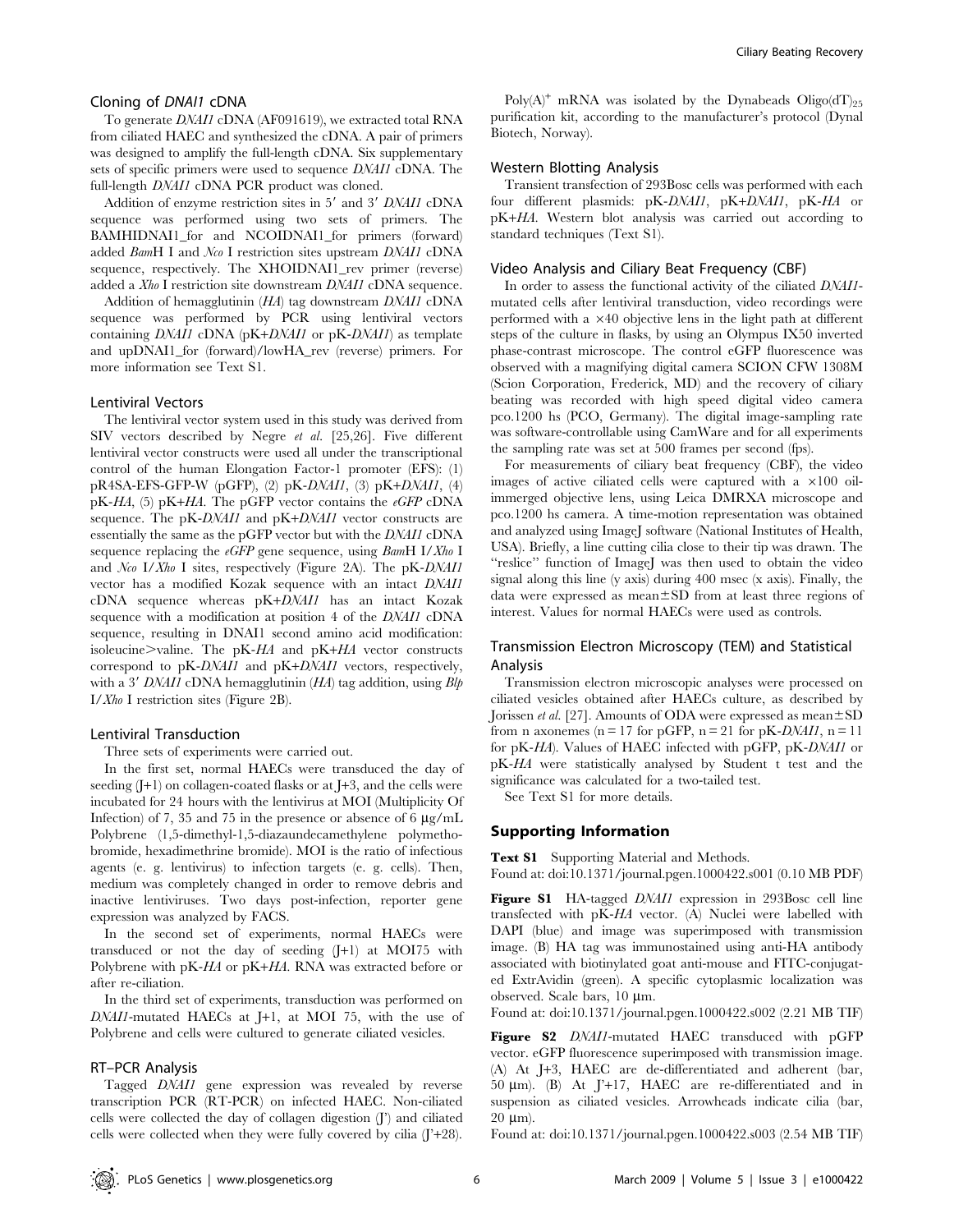### Cloning of *DNAI1* cDNA

To generate *DNAI1* cDNA (AF091619), we extracted total RNA from ciliated HAEC and synthesized the cDNA. A pair of primers was designed to amplify the full-length cDNA. Six supplementary sets of specific primers were used to sequence *DNAI1* cDNA. The full-length *DNAI1* cDNA PCR product was cloned.

Addition of enzyme restriction sites in 5′ and 3′ *DNAI1* cDNA sequence was performed using two sets of primers. The BAMHIDNAI1_for and NCOIDNAI1_for primers (forward) added *Bam*H I and *Nco* I restriction sites upstream *DNAI1* cDNA sequence, respectively. The XHOIDNAI1_rev primer (reverse) added a *Xho* I restriction site downstream *DNAI1* cDNA sequence.

Addition of hemagglutinin (*HA*) tag downstream *DNAI1* cDNA sequence was performed by PCR using lentiviral vectors containing *DNAI1* cDNA (pK+*DNAI1* or pK-*DNAI1*) as template and upDNAI1_for (forward)/lowHA_rev (reverse) primers. For more information see Text S1.

### Lentiviral Vectors

The lentiviral vector system used in this study was derived from SIV vectors described by Negre *et al.* [25,26]. Five different lentiviral vector constructs were used all under the transcriptional control of the human Elongation Factor-1 promoter (EFS): (1) pR4SA-EFS-GFP-W (pGFP), (2) pK-*DNAI1*, (3) pK+*DNAI1*, (4) pK-*HA*, (5) pK+*HA*. The pGFP vector contains the *eGFP* cDNA sequence. The pK-*DNAI1* and pK+*DNAI1* vector constructs are essentially the same as the pGFP vector but with the *DNAI1* cDNA sequence replacing the *eGFP* gene sequence, using *Bam*H I/*Xho* I and *Nco* I/*Xho* I sites, respectively (Figure 2A). The pK-*DNAI1* vector has a modified Kozak sequence with an intact *DNAI1* cDNA sequence whereas pK+*DNAI1* has an intact Kozak sequence with a modification at position 4 of the *DNAI1* cDNA sequence, resulting in DNAI1 second amino acid modification: isoleucine>valine. The pK-*HA* and pK+*HA* vector constructs correspond to pK-*DNAI1* and pK+*DNAI1* vectors, respectively, with a 3′ *DNAI1* cDNA hemagglutinin (*HA*) tag addition, using *Blp* I/*Xho* I restriction sites (Figure 2B).

### Lentiviral Transduction

Three sets of experiments were carried out.

In the first set, normal HAECs were transduced the day of seeding (J+1) on collagen-coated flasks or at J+3, and the cells were incubated for 24 hours with the lentivirus at MOI (Multiplicity Of Infection) of 7, 35 and 75 in the presence or absence of 6 µg/mL Polybrene (1,5-dimethyl-1,5-diazaundecamethylene polymethobromide, hexadimethrine bromide). MOI is the ratio of infectious agents (e. g. lentivirus) to infection targets (e. g. cells). Then, medium was completely changed in order to remove debris and inactive lentiviruses. Two days post-infection, reporter gene expression was analyzed by FACS.

In the second set of experiments, normal HAECs were transduced or not the day of seeding (J+1) at MOI75 with Polybrene with pK-*HA* or pK+*HA*. RNA was extracted before or after re-ciliation.

In the third set of experiments, transduction was performed on *DNAI1*-mutated HAECs at J+1, at MOI 75, with the use of Polybrene and cells were cultured to generate ciliated vesicles.

### RT–PCR Analysis

Tagged *DNAI1* gene expression was revealed by reverse transcription PCR (RT-PCR) on infected HAEC. Non-ciliated cells were collected the day of collagen digestion (J′) and ciliated cells were collected when they were fully covered by cilia (J′+28).

$Poly(A)^+$ mRNA was isolated by the Dynabeads $Oligo(dT)_{25}$ purification kit, according to the manufacturer's protocol (Dynal Biotech, Norway).

### Western Blotting Analysis

Transient transfection of 293Bosc cells was performed with each four different plasmids: pK-*DNAI1*, pK+*DNAI1*, pK-*HA* or pK+*HA*. Western blot analysis was carried out according to standard techniques (Text S1).

### Video Analysis and Ciliary Beat Frequency (CBF)

In order to assess the functional activity of the ciliated *DNAI1*-mutated cells after lentiviral transduction, video recordings were performed with a ×40 objective lens in the light path at different steps of the culture in flasks, by using an Olympus IX50 inverted phase-contrast microscope. The control eGFP fluorescence was observed with a magnifying digital camera SCION CFW 1308M (Scion Corporation, Frederick, MD) and the recovery of ciliary beating was recorded with high speed digital video camera pco.1200 hs (PCO, Germany). The digital image-sampling rate was software-controllable using CamWare and for all experiments the sampling rate was set at 500 frames per second (fps).

For measurements of ciliary beat frequency (CBF), the video images of active ciliated cells were captured with a ×100 oil-immerged objective lens, using Leica DMRXA microscope and pco.1200 hs camera. A time-motion representation was obtained and analyzed using ImageJ software (National Institutes of Health, USA). Briefly, a line cutting cilia close to their tip was drawn. The "reslice" function of ImageJ was then used to obtain the video signal along this line (y axis) during 400 msec (x axis). Finally, the data were expressed as mean±SD from at least three regions of interest. Values for normal HAECs were used as controls.

### Transmission Electron Microscopy (TEM) and Statistical Analysis

Transmission electron microscopic analyses were processed on ciliated vesicles obtained after HAECs culture, as described by Jorissen *et al.* [27]. Amounts of ODA were expressed as mean±SD from n axonemes (n = 17 for pGFP, n = 21 for pK-*DNAI1*, n = 11 for pK-*HA*). Values of HAEC infected with pGFP, pK-*DNAI1* or pK-*HA* were statistically analysed by Student t test and the significance was calculated for a two-tailed test.

See Text S1 for more details.

## Supporting Information

**Text S1** Supporting Material and Methods.
Found at: doi:10.1371/journal.pgen.1000422.s001 (0.10 MB PDF)

**Figure S1** HA-tagged *DNAI1* expression in 293Bosc cell line transfected with pK-*HA* vector. (A) Nuclei were labelled with DAPI (blue) and image was superimposed with transmission image. (B) HA tag was immunostained using anti-HA antibody associated with biotinylated goat anti-mouse and FITC-conjugated ExtrAvidin (green). A specific cytoplasmic localization was observed. Scale bars, 10 µm.
Found at: doi:10.1371/journal.pgen.1000422.s002 (2.21 MB TIF)

**Figure S2** *DNAI1*-mutated HAEC transduced with pGFP vector. eGFP fluorescence superimposed with transmission image. (A) At J+3, HAEC are de-differentiated and adherent (bar, 50 µm). (B) At J′+17, HAEC are re-differentiated and in suspension as ciliated vesicles. Arrowheads indicate cilia (bar, 20 µm).
Found at: doi:10.1371/journal.pgen.1000422.s003 (2.54 MB TIF)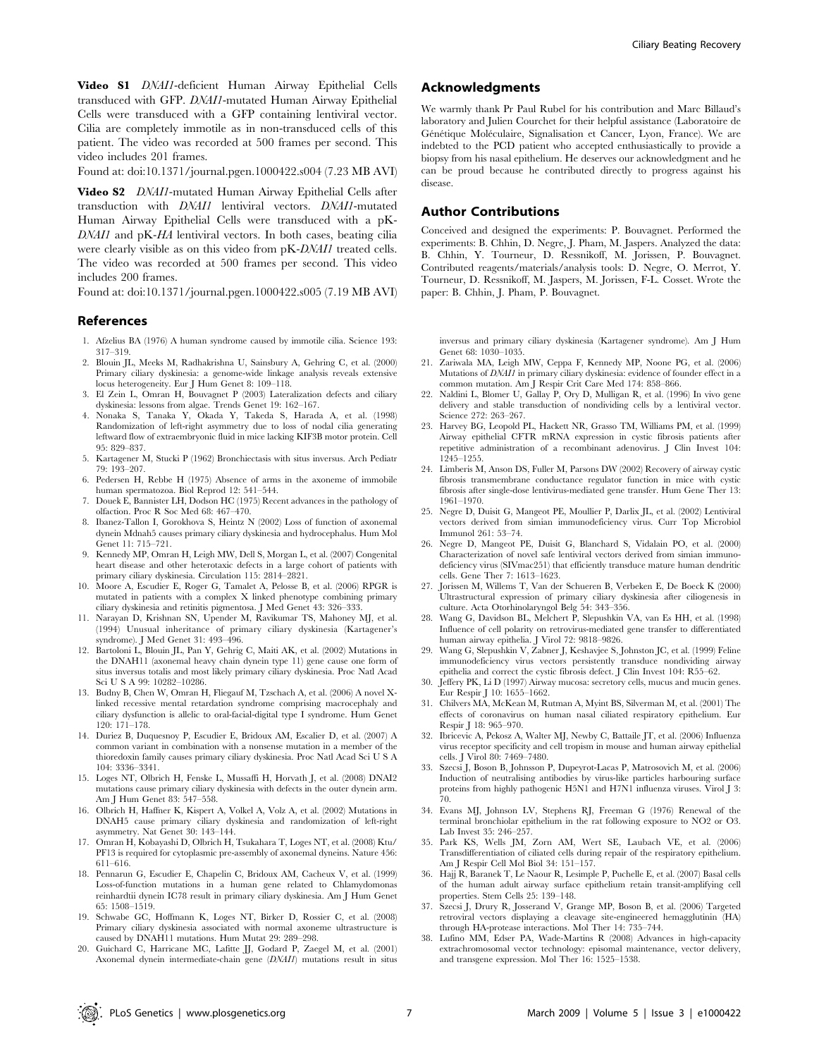**Video S1** *DNAI1*-deficient Human Airway Epithelial Cells transduced with GFP. *DNAI1*-mutated Human Airway Epithelial Cells were transduced with a GFP containing lentiviral vector. Cilia are completely immotile as in non-transduced cells of this patient. The video was recorded at 500 frames per second. This video includes 201 frames.

Found at: doi:10.1371/journal.pgen.1000422.s004 (7.23 MB AVI)

**Video S2** *DNAI1*-mutated Human Airway Epithelial Cells after transduction with *DNAI1* lentiviral vectors. *DNAI1*-mutated Human Airway Epithelial Cells were transduced with a pK-*DNAI1* and pK-*HA* lentiviral vectors. In both cases, beating cilia were clearly visible as on this video from pK-*DNAI1* treated cells. The video was recorded at 500 frames per second. This video includes 200 frames.

Found at: doi:10.1371/journal.pgen.1000422.s005 (7.19 MB AVI)

## Acknowledgments

We warmly thank Pr Paul Rubel for his contribution and Marc Billaud's laboratory and Julien Courchet for their helpful assistance (Laboratoire de Génétique Moléculaire, Signalisation et Cancer, Lyon, France). We are indebted to the PCD patient who accepted enthusiastically to provide a biopsy from his nasal epithelium. He deserves our acknowledgment and he can be proud because he contributed directly to progress against his disease.

## Author Contributions

Conceived and designed the experiments: P. Bouvagnet. Performed the experiments: B. Chhin, D. Negre, J. Pham, M. Jaspers. Analyzed the data: B. Chhin, Y. Tourneur, D. Ressnikoff, M. Jorissen, P. Bouvagnet. Contributed reagents/materials/analysis tools: D. Negre, O. Merrot, Y. Tourneur, D. Ressnikoff, M. Jaspers, M. Jorissen, F-L. Cosset. Wrote the paper: B. Chhin, J. Pham, P. Bouvagnet.

## References

1. Afzelius BA (1976) A human syndrome caused by immotile cilia. Science 193: 317–319.
2. Blouin JL, Meeks M, Radhakrishna U, Sainsbury A, Gehring C, et al. (2000) Primary ciliary dyskinesia: a genome-wide linkage analysis reveals extensive locus heterogeneity. Eur J Hum Genet 8: 109–118.
3. El Zein L, Omran H, Bouvagnet P (2003) Lateralization defects and ciliary dyskinesia: lessons from algae. Trends Genet 19: 162–167.
4. Nonaka S, Tanaka Y, Okada Y, Takeda S, Harada A, et al. (1998) Randomization of left-right asymmetry due to loss of nodal cilia generating leftward flow of extraembryonic fluid in mice lacking KIF3B motor protein. Cell 95: 829–837.
5. Kartagener M, Stucki P (1962) Bronchiectasis with situs inversus. Arch Pediatr 79: 193–207.
6. Pedersen H, Rebbe H (1975) Absence of arms in the axoneme of immobile human spermatozoa. Biol Reprod 12: 541–544.
7. Douek E, Bannister LH, Dodson HC (1975) Recent advances in the pathology of olfaction. Proc R Soc Med 68: 467–470.
8. Ibanez-Tallon I, Gorokhova S, Heintz N (2002) Loss of function of axonemal dynein Mdnah5 causes primary ciliary dyskinesia and hydrocephalus. Hum Mol Genet 11: 715–721.
9. Kennedy MP, Omran H, Leigh MW, Dell S, Morgan L, et al. (2007) Congenital heart disease and other heterotaxic defects in a large cohort of patients with primary ciliary dyskinesia. Circulation 115: 2814–2821.
10. Moore A, Escudier E, Roger G, Tamalet A, Pelosse B, et al. (2006) RPGR is mutated in patients with a complex X linked phenotype combining primary ciliary dyskinesia and retinitis pigmentosa. J Med Genet 43: 326–333.
11. Narayan D, Krishnan SN, Upender M, Ravikumar TS, Mahoney MJ, et al. (1994) Unusual inheritance of primary ciliary dyskinesia (Kartagener's syndrome). J Med Genet 31: 493–496.
12. Bartoloni L, Blouin JL, Pan Y, Gehrig C, Maiti AK, et al. (2002) Mutations in the DNAH11 (axonemal heavy chain dynein type 11) gene cause one form of situs inversus totalis and most likely primary ciliary dyskinesia. Proc Natl Acad Sci U S A 99: 10282–10286.
13. Budny B, Chen W, Omran H, Fliegauf M, Tzschach A, et al. (2006) A novel X-linked recessive mental retardation syndrome comprising macrocephaly and ciliary dysfunction is allelic to oral-facial-digital type I syndrome. Hum Genet 120: 171–178.
14. Duriez B, Duquesnoy P, Escudier E, Bridoux AM, Escalier D, et al. (2007) A common variant in combination with a nonsense mutation in a member of the thioredoxin family causes primary ciliary dyskinesia. Proc Natl Acad Sci U S A 104: 3336–3341.
15. Loges NT, Olbrich H, Fenske L, Mussaffi H, Horvath J, et al. (2008) DNAI2 mutations cause primary ciliary dyskinesia with defects in the outer dynein arm. Am J Hum Genet 83: 547–558.
16. Olbrich H, Haffner K, Kispert A, Volkel A, Volz A, et al. (2002) Mutations in DNAH5 cause primary ciliary dyskinesia and randomization of left-right asymmetry. Nat Genet 30: 143–144.
17. Omran H, Kobayashi D, Olbrich H, Tsukahara T, Loges NT, et al. (2008) Ktu/PF13 is required for cytoplasmic pre-assembly of axonemal dyneins. Nature 456: 611–616.
18. Pennarun G, Escudier E, Chapelin C, Bridoux AM, Cacheux V, et al. (1999) Loss-of-function mutations in a human gene related to Chlamydomonas reinhardtii dynein IC78 result in primary ciliary dyskinesia. Am J Hum Genet 65: 1508–1519.
19. Schwabe GC, Hoffmann K, Loges NT, Birker D, Rossier C, et al. (2008) Primary ciliary dyskinesia associated with normal axoneme ultrastructure is caused by DNAH11 mutations. Hum Mutat 29: 289–298.
20. Guichard C, Harricane MC, Lafitte JJ, Godard P, Zaegel M, et al. (2001) Axonemal dynein intermediate-chain gene (*DNAI1*) mutations result in situs inversus and primary ciliary dyskinesia (Kartagener syndrome). Am J Hum Genet 68: 1030–1035.
21. Zariwala MA, Leigh MW, Ceppa F, Kennedy MP, Noone PG, et al. (2006) Mutations of *DNAI1* in primary ciliary dyskinesia: evidence of founder effect in a common mutation. Am J Respir Crit Care Med 174: 858–866.
22. Naldini L, Blomer U, Gallay P, Ory D, Mulligan R, et al. (1996) In vivo gene delivery and stable transduction of nondividing cells by a lentiviral vector. Science 272: 263–267.
23. Harvey BG, Leopold PL, Hackett NR, Grasso TM, Williams PM, et al. (1999) Airway epithelial CFTR mRNA expression in cystic fibrosis patients after repetitive administration of a recombinant adenovirus. J Clin Invest 104: 1245–1255.
24. Limberis M, Anson DS, Fuller M, Parsons DW (2002) Recovery of airway cystic fibrosis transmembrane conductance regulator function in mice with cystic fibrosis after single-dose lentivirus-mediated gene transfer. Hum Gene Ther 13: 1961–1970.
25. Negre D, Duisit G, Mangeot PE, Moullier P, Darlix JL, et al. (2002) Lentiviral vectors derived from simian immunodeficiency virus. Curr Top Microbiol Immunol 261: 53–74.
26. Negre D, Mangeot PE, Duisit G, Blanchard S, Vidalain PO, et al. (2000) Characterization of novel safe lentiviral vectors derived from simian immunodeficiency virus (SIVmac251) that efficiently transduce mature human dendritic cells. Gene Ther 7: 1613–1623.
27. Jorissen M, Willems T, Van der Schueren B, Verbeken E, De Boeck K (2000) Ultrastructural expression of primary ciliary dyskinesia after ciliogenesis in culture. Acta Otorhinolaryngol Belg 54: 343–356.
28. Wang G, Davidson BL, Melchert P, Slepushkin VA, van Es HH, et al. (1998) Influence of cell polarity on retrovirus-mediated gene transfer to differentiated human airway epithelia. J Virol 72: 9818–9826.
29. Wang G, Slepushkin V, Zabner J, Keshavjee S, Johnston JC, et al. (1999) Feline immunodeficiency virus vectors persistently transduce nondividing airway epithelia and correct the cystic fibrosis defect. J Clin Invest 104: R55–62.
30. Jeffery PK, Li D (1997) Airway mucosa: secretory cells, mucus and mucin genes. Eur Respir J 10: 1655–1662.
31. Chilvers MA, McKean M, Rutman A, Myint BS, Silverman M, et al. (2001) The effects of coronavirus on human nasal ciliated respiratory epithelium. Eur Respir J 18: 965–970.
32. Ibricevic A, Pekosz A, Walter MJ, Newby C, Battaile JT, et al. (2006) Influenza virus receptor specificity and cell tropism in mouse and human airway epithelial cells. J Virol 80: 7469–7480.
33. Szecsi J, Boson B, Johnsson P, Dupeyrot-Lacas P, Matrosovich M, et al. (2006) Induction of neutralising antibodies by virus-like particles harbouring surface proteins from highly pathogenic H5N1 and H7N1 influenza viruses. Virol J 3: 70.
34. Evans MJ, Johnson LV, Stephens RJ, Freeman G (1976) Renewal of the terminal bronchiolar epithelium in the rat following exposure to NO2 or O3. Lab Invest 35: 246–257.
35. Park KS, Wells JM, Zorn AM, Wert SE, Laubach VE, et al. (2006) Transdifferentiation of ciliated cells during repair of the respiratory epithelium. Am J Respir Cell Mol Biol 34: 151–157.
36. Hajj R, Baranek T, Le Naour R, Lesimple P, Puchelle E, et al. (2007) Basal cells of the human adult airway surface epithelium retain transit-amplifying cell properties. Stem Cells 25: 139–148.
37. Szecsi J, Drury R, Josserand V, Grange MP, Boson B, et al. (2006) Targeted retroviral vectors displaying a cleavage site-engineered hemagglutinin (HA) through HA-protease interactions. Mol Ther 14: 735–744.
38. Lufino MM, Edser PA, Wade-Martins R (2008) Advances in high-capacity extrachromosomal vector technology: episomal maintenance, vector delivery, and transgene expression. Mol Ther 16: 1525–1538.